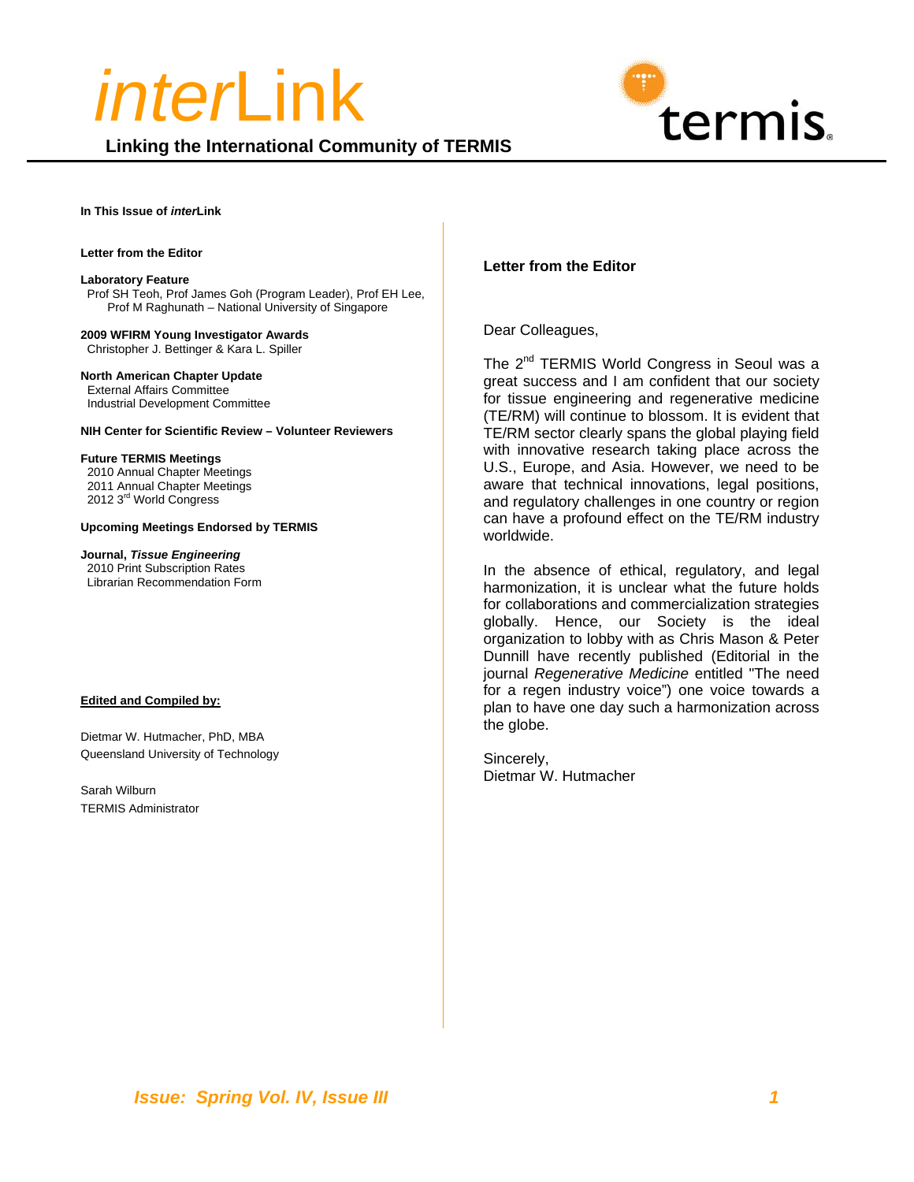# *inter*Link

**Linking the International Community of TERMIS**

termis

**In This Issue of *inter*Link**

**Letter from the Editor**

**Laboratory Feature**
Prof SH Teoh, Prof James Goh (Program Leader), Prof EH Lee, Prof M Raghunath – National University of Singapore

**2009 WFIRM Young Investigator Awards**
Christopher J. Bettinger & Kara L. Spiller

**North American Chapter Update**
External Affairs Committee
Industrial Development Committee

**NIH Center for Scientific Review – Volunteer Reviewers**

**Future TERMIS Meetings**
2010 Annual Chapter Meetings
2011 Annual Chapter Meetings
2012 3rd World Congress

**Upcoming Meetings Endorsed by TERMIS**

**Journal, *Tissue Engineering***
2010 Print Subscription Rates
Librarian Recommendation Form

**Edited and Compiled by:**

Dietmar W. Hutmacher, PhD, MBA
Queensland University of Technology

Sarah Wilburn
TERMIS Administrator

## Letter from the Editor

Dear Colleagues,

The 2nd TERMIS World Congress in Seoul was a great success and I am confident that our society for tissue engineering and regenerative medicine (TE/RM) will continue to blossom. It is evident that TE/RM sector clearly spans the global playing field with innovative research taking place across the U.S., Europe, and Asia. However, we need to be aware that technical innovations, legal positions, and regulatory challenges in one country or region can have a profound effect on the TE/RM industry worldwide.

In the absence of ethical, regulatory, and legal harmonization, it is unclear what the future holds for collaborations and commercialization strategies globally. Hence, our Society is the ideal organization to lobby with as Chris Mason & Peter Dunnill have recently published (Editorial in the journal *Regenerative Medicine* entitled "The need for a regen industry voice") one voice towards a plan to have one day such a harmonization across the globe.

Sincerely,
Dietmar W. Hutmacher

*Issue: Spring Vol. IV, Issue III*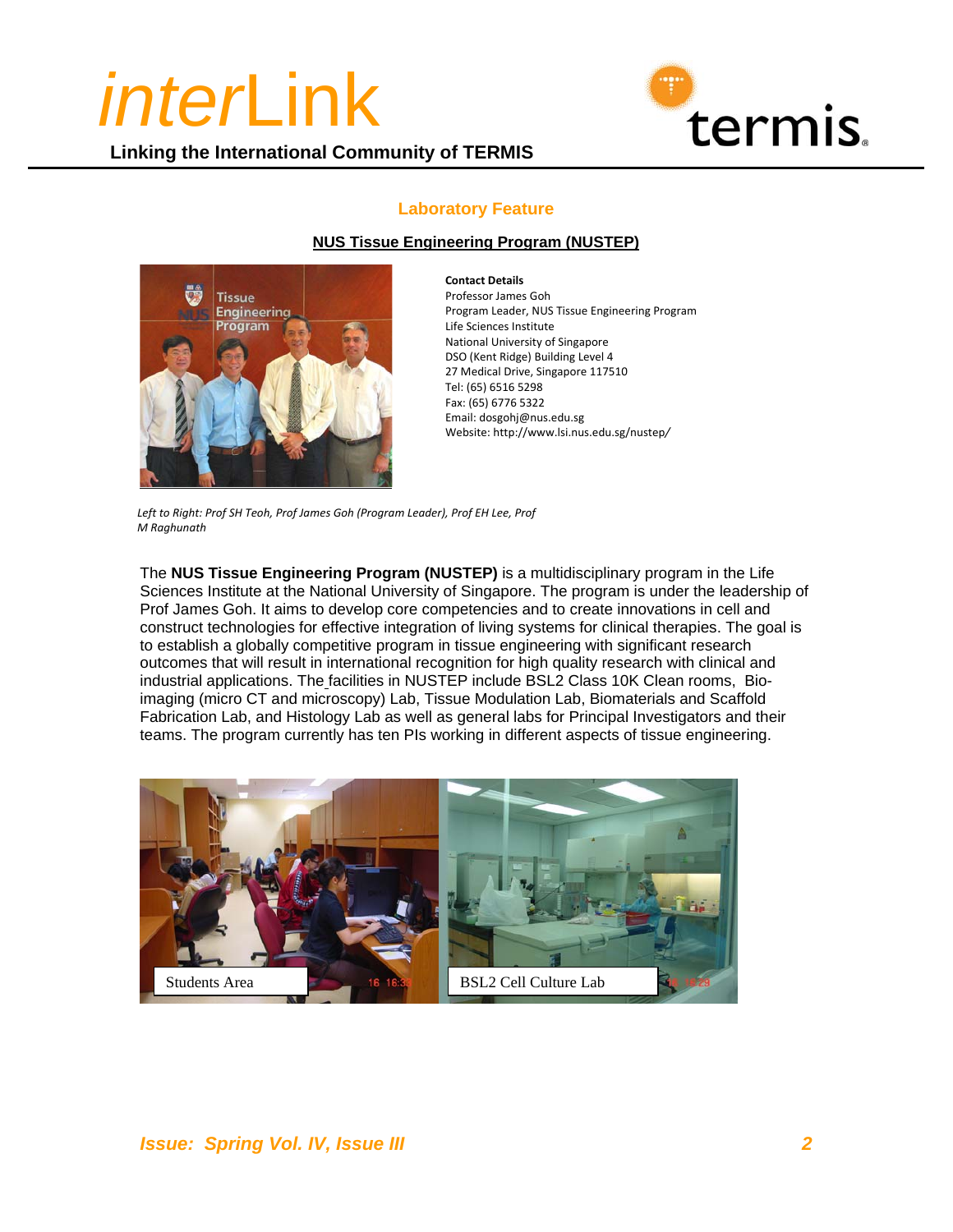## Laboratory Feature

### NUS Tissue Engineering Program (NUSTEP)

**Contact Details**
Professor James Goh
Program Leader, NUS Tissue Engineering Program
Life Sciences Institute
National University of Singapore
DSO (Kent Ridge) Building Level 4
27 Medical Drive, Singapore 117510
Tel: (65) 6516 5298
Fax: (65) 6776 5322
Email: dosgohj@nus.edu.sg
Website: http://www.lsi.nus.edu.sg/nustep/

*Left to Right: Prof SH Teoh, Prof James Goh (Program Leader), Prof EH Lee, Prof M Raghunath*

The **NUS Tissue Engineering Program (NUSTEP)** is a multidisciplinary program in the Life Sciences Institute at the National University of Singapore. The program is under the leadership of Prof James Goh. It aims to develop core competencies and to create innovations in cell and construct technologies for effective integration of living systems for clinical therapies. The goal is to establish a globally competitive program in tissue engineering with significant research outcomes that will result in international recognition for high quality research with clinical and industrial applications. The facilities in NUSTEP include BSL2 Class 10K Clean rooms, Bio-imaging (micro CT and microscopy) Lab, Tissue Modulation Lab, Biomaterials and Scaffold Fabrication Lab, and Histology Lab as well as general labs for Principal Investigators and their teams. The program currently has ten PIs working in different aspects of tissue engineering.

Students Area

BSL2 Cell Culture Lab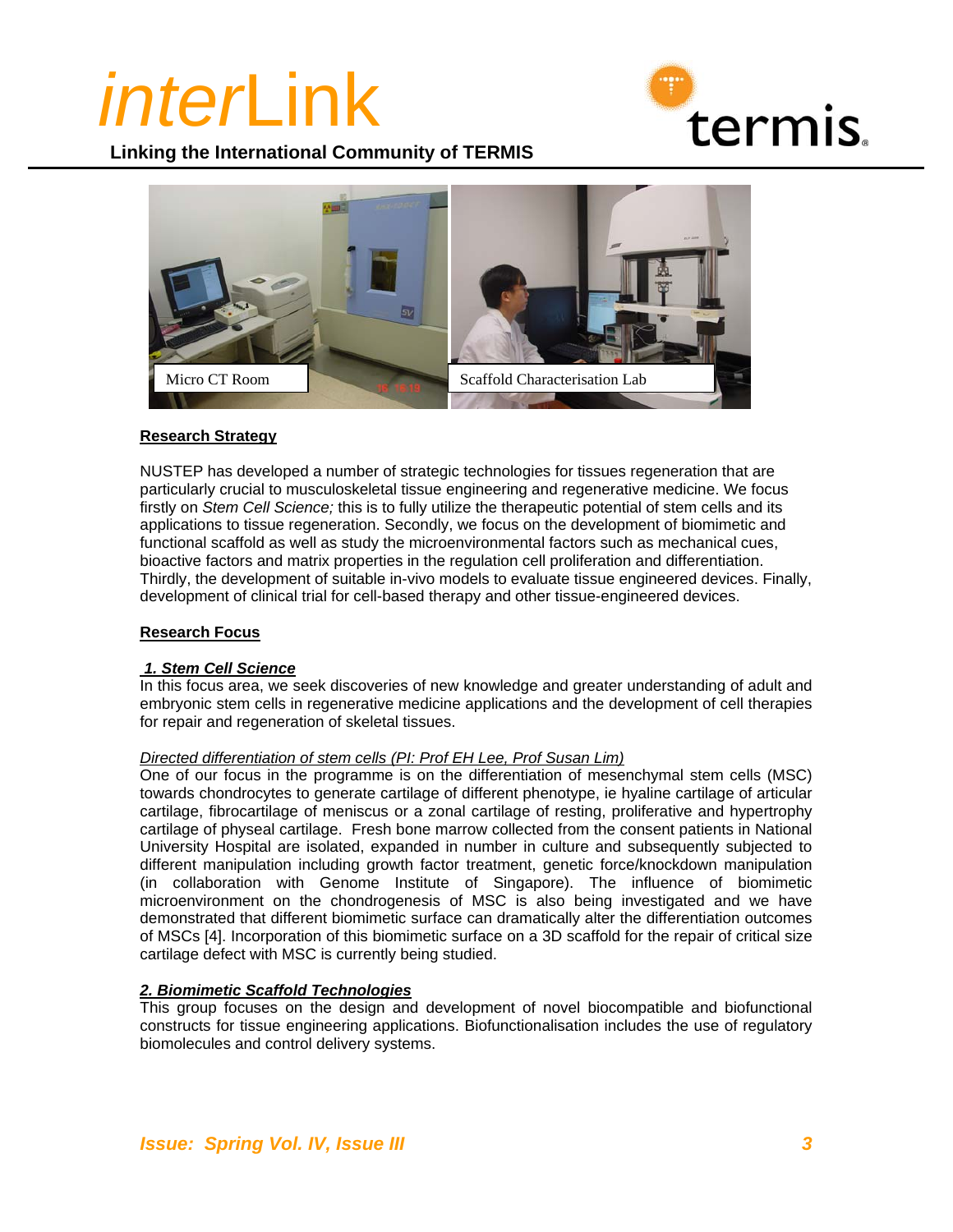Micro CT Room

Scaffold Characterisation Lab

## Research Strategy

NUSTEP has developed a number of strategic technologies for tissues regeneration that are particularly crucial to musculoskeletal tissue engineering and regenerative medicine. We focus firstly on *Stem Cell Science;* this is to fully utilize the therapeutic potential of stem cells and its applications to tissue regeneration. Secondly, we focus on the development of biomimetic and functional scaffold as well as study the microenvironmental factors such as mechanical cues, bioactive factors and matrix properties in the regulation cell proliferation and differentiation. Thirdly, the development of suitable in-vivo models to evaluate tissue engineered devices. Finally, development of clinical trial for cell-based therapy and other tissue-engineered devices.

## Research Focus

### *1. Stem Cell Science*

In this focus area, we seek discoveries of new knowledge and greater understanding of adult and embryonic stem cells in regenerative medicine applications and the development of cell therapies for repair and regeneration of skeletal tissues.

*Directed differentiation of stem cells (PI: Prof EH Lee, Prof Susan Lim)*

One of our focus in the programme is on the differentiation of mesenchymal stem cells (MSC) towards chondrocytes to generate cartilage of different phenotype, ie hyaline cartilage of articular cartilage, fibrocartilage of meniscus or a zonal cartilage of resting, proliferative and hypertrophy cartilage of physeal cartilage. Fresh bone marrow collected from the consent patients in National University Hospital are isolated, expanded in number in culture and subsequently subjected to different manipulation including growth factor treatment, genetic force/knockdown manipulation (in collaboration with Genome Institute of Singapore). The influence of biomimetic microenvironment on the chondrogenesis of MSC is also being investigated and we have demonstrated that different biomimetic surface can dramatically alter the differentiation outcomes of MSCs [4]. Incorporation of this biomimetic surface on a 3D scaffold for the repair of critical size cartilage defect with MSC is currently being studied.

### *2. Biomimetic Scaffold Technologies*

This group focuses on the design and development of novel biocompatible and biofunctional constructs for tissue engineering applications. Biofunctionalisation includes the use of regulatory biomolecules and control delivery systems.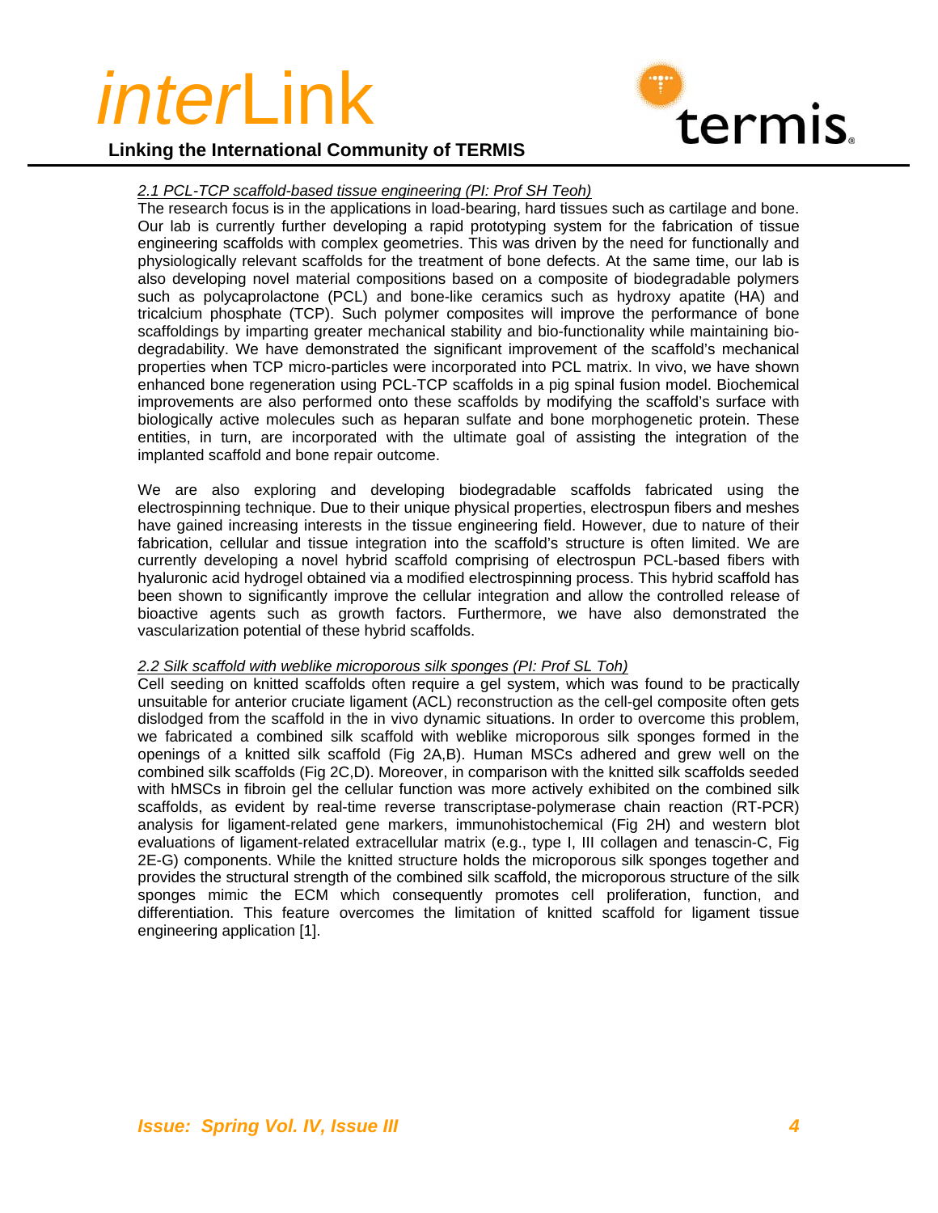*2.1 PCL-TCP scaffold-based tissue engineering (PI: Prof SH Teoh)*

The research focus is in the applications in load-bearing, hard tissues such as cartilage and bone. Our lab is currently further developing a rapid prototyping system for the fabrication of tissue engineering scaffolds with complex geometries. This was driven by the need for functionally and physiologically relevant scaffolds for the treatment of bone defects. At the same time, our lab is also developing novel material compositions based on a composite of biodegradable polymers such as polycaprolactone (PCL) and bone-like ceramics such as hydroxy apatite (HA) and tricalcium phosphate (TCP). Such polymer composites will improve the performance of bone scaffoldings by imparting greater mechanical stability and bio-functionality while maintaining bio-degradability. We have demonstrated the significant improvement of the scaffold's mechanical properties when TCP micro-particles were incorporated into PCL matrix. In vivo, we have shown enhanced bone regeneration using PCL-TCP scaffolds in a pig spinal fusion model. Biochemical improvements are also performed onto these scaffolds by modifying the scaffold's surface with biologically active molecules such as heparan sulfate and bone morphogenetic protein. These entities, in turn, are incorporated with the ultimate goal of assisting the integration of the implanted scaffold and bone repair outcome.

We are also exploring and developing biodegradable scaffolds fabricated using the electrospinning technique. Due to their unique physical properties, electrospun fibers and meshes have gained increasing interests in the tissue engineering field. However, due to nature of their fabrication, cellular and tissue integration into the scaffold's structure is often limited. We are currently developing a novel hybrid scaffold comprising of electrospun PCL-based fibers with hyaluronic acid hydrogel obtained via a modified electrospinning process. This hybrid scaffold has been shown to significantly improve the cellular integration and allow the controlled release of bioactive agents such as growth factors. Furthermore, we have also demonstrated the vascularization potential of these hybrid scaffolds.

*2.2 Silk scaffold with weblike microporous silk sponges (PI: Prof SL Toh)*

Cell seeding on knitted scaffolds often require a gel system, which was found to be practically unsuitable for anterior cruciate ligament (ACL) reconstruction as the cell-gel composite often gets dislodged from the scaffold in the in vivo dynamic situations. In order to overcome this problem, we fabricated a combined silk scaffold with weblike microporous silk sponges formed in the openings of a knitted silk scaffold (Fig 2A,B). Human MSCs adhered and grew well on the combined silk scaffolds (Fig 2C,D). Moreover, in comparison with the knitted silk scaffolds seeded with hMSCs in fibroin gel the cellular function was more actively exhibited on the combined silk scaffolds, as evident by real-time reverse transcriptase-polymerase chain reaction (RT-PCR) analysis for ligament-related gene markers, immunohistochemical (Fig 2H) and western blot evaluations of ligament-related extracellular matrix (e.g., type I, III collagen and tenascin-C, Fig 2E-G) components. While the knitted structure holds the microporous silk sponges together and provides the structural strength of the combined silk scaffold, the microporous structure of the silk sponges mimic the ECM which consequently promotes cell proliferation, function, and differentiation. This feature overcomes the limitation of knitted scaffold for ligament tissue engineering application [1].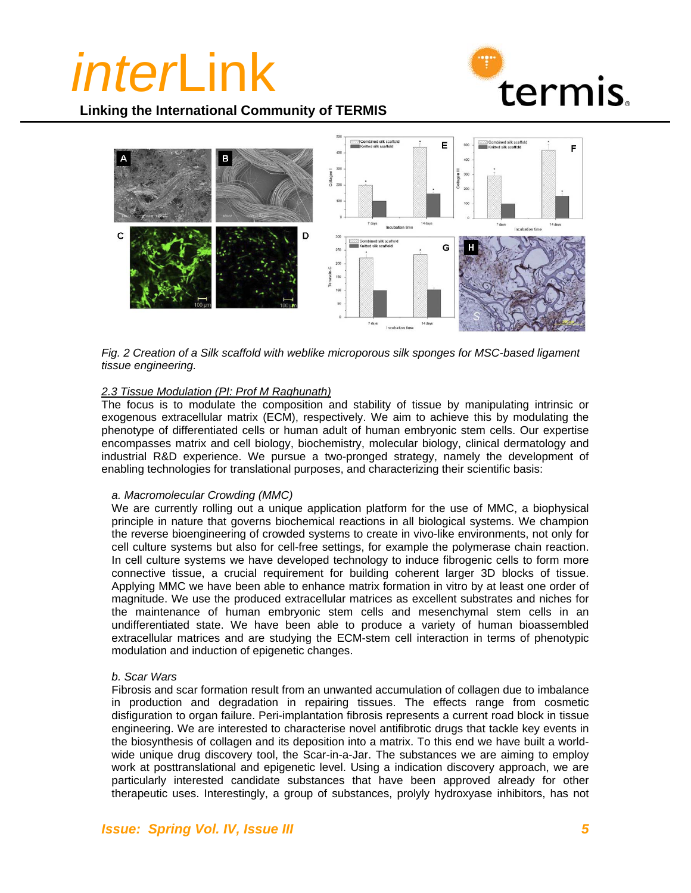Fig. 2 Creation of a Silk scaffold with weblike microporous silk sponges for MSC-based ligament tissue engineering.

## 2.3 Tissue Modulation (PI: Prof M Raghunath)

The focus is to modulate the composition and stability of tissue by manipulating intrinsic or exogenous extracellular matrix (ECM), respectively. We aim to achieve this by modulating the phenotype of differentiated cells or human adult of human embryonic stem cells. Our expertise encompasses matrix and cell biology, biochemistry, molecular biology, clinical dermatology and industrial R&D experience. We pursue a two-pronged strategy, namely the development of enabling technologies for translational purposes, and characterizing their scientific basis:

### a. Macromolecular Crowding (MMC)

We are currently rolling out a unique application platform for the use of MMC, a biophysical principle in nature that governs biochemical reactions in all biological systems. We champion the reverse bioengineering of crowded systems to create in vivo-like environments, not only for cell culture systems but also for cell-free settings, for example the polymerase chain reaction. In cell culture systems we have developed technology to induce fibrogenic cells to form more connective tissue, a crucial requirement for building coherent larger 3D blocks of tissue. Applying MMC we have been able to enhance matrix formation in vitro by at least one order of magnitude. We use the produced extracellular matrices as excellent substrates and niches for the maintenance of human embryonic stem cells and mesenchymal stem cells in an undifferentiated state. We have been able to produce a variety of human bioassembled extracellular matrices and are studying the ECM-stem cell interaction in terms of phenotypic modulation and induction of epigenetic changes.

### b. Scar Wars

Fibrosis and scar formation result from an unwanted accumulation of collagen due to imbalance in production and degradation in repairing tissues. The effects range from cosmetic disfiguration to organ failure. Peri-implantation fibrosis represents a current road block in tissue engineering. We are interested to characterise novel antifibrotic drugs that tackle key events in the biosynthesis of collagen and its deposition into a matrix. To this end we have built a world-wide unique drug discovery tool, the Scar-in-a-Jar. The substances we are aiming to employ work at posttranslational and epigenetic level. Using a indication discovery approach, we are particularly interested candidate substances that have been approved already for other therapeutic uses. Interestingly, a group of substances, prolyly hydroxyase inhibitors, has not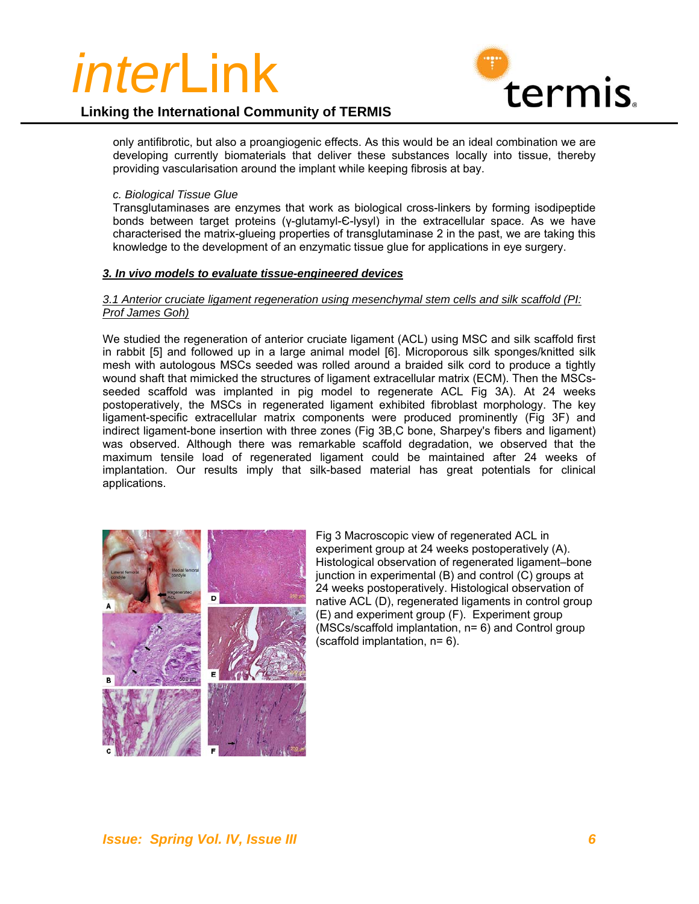only antifibrotic, but also a proangiogenic effects. As this would be an ideal combination we are developing currently biomaterials that deliver these substances locally into tissue, thereby providing vascularisation around the implant while keeping fibrosis at bay.

*c. Biological Tissue Glue*

Transglutaminases are enzymes that work as biological cross-linkers by forming isodipeptide bonds between target proteins (γ-glutamyl-Є-lysyl) in the extracellular space. As we have characterised the matrix-glueing properties of transglutaminase 2 in the past, we are taking this knowledge to the development of an enzymatic tissue glue for applications in eye surgery.

## ***3. In vivo models to evaluate tissue-engineered devices***

### *3.1 Anterior cruciate ligament regeneration using mesenchymal stem cells and silk scaffold (PI: Prof James Goh)*

We studied the regeneration of anterior cruciate ligament (ACL) using MSC and silk scaffold first in rabbit [5] and followed up in a large animal model [6]. Microporous silk sponges/knitted silk mesh with autologous MSCs seeded was rolled around a braided silk cord to produce a tightly wound shaft that mimicked the structures of ligament extracellular matrix (ECM). Then the MSCs-seeded scaffold was implanted in pig model to regenerate ACL Fig 3A). At 24 weeks postoperatively, the MSCs in regenerated ligament exhibited fibroblast morphology. The key ligament-specific extracellular matrix components were produced prominently (Fig 3F) and indirect ligament-bone insertion with three zones (Fig 3B,C bone, Sharpey's fibers and ligament) was observed. Although there was remarkable scaffold degradation, we observed that the maximum tensile load of regenerated ligament could be maintained after 24 weeks of implantation. Our results imply that silk-based material has great potentials for clinical applications.

Fig 3 Macroscopic view of regenerated ACL in experiment group at 24 weeks postoperatively (A). Histological observation of regenerated ligament–bone junction in experimental (B) and control (C) groups at 24 weeks postoperatively. Histological observation of native ACL (D), regenerated ligaments in control group (E) and experiment group (F). Experiment group (MSCs/scaffold implantation, n= 6) and Control group (scaffold implantation, n= 6).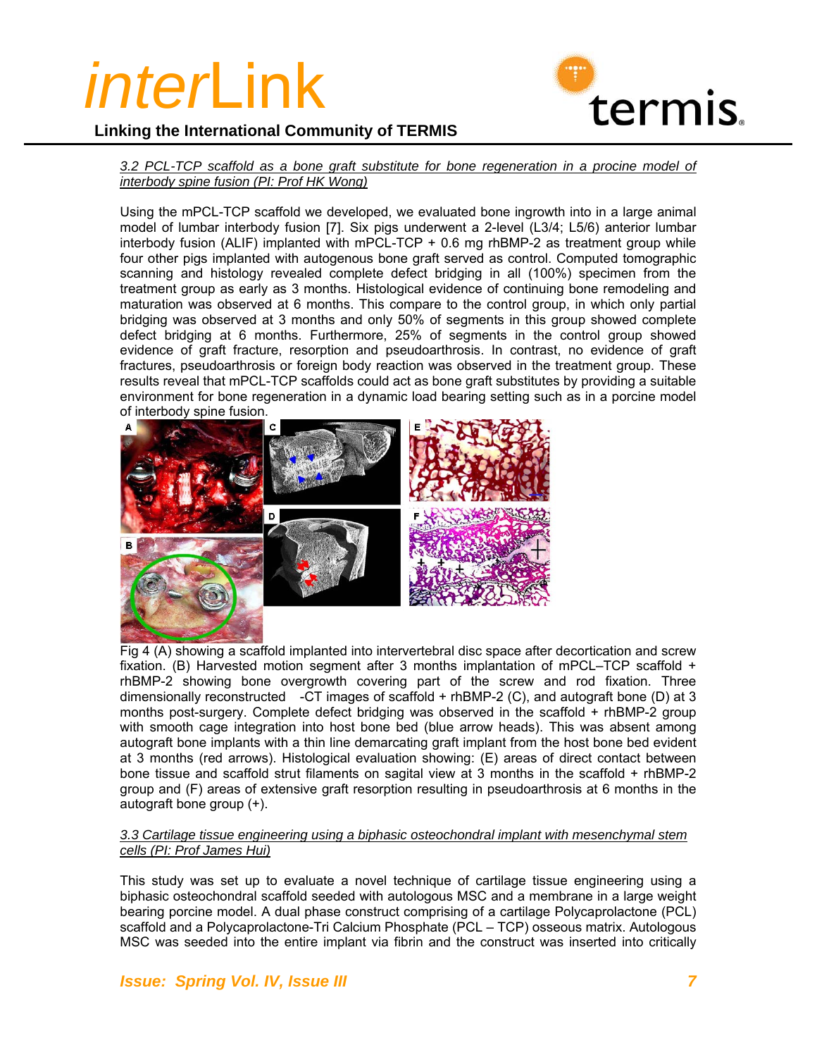*3.2 PCL-TCP scaffold as a bone graft substitute for bone regeneration in a procine model of interbody spine fusion (PI: Prof HK Wong)*

Using the mPCL-TCP scaffold we developed, we evaluated bone ingrowth into in a large animal model of lumbar interbody fusion [7]. Six pigs underwent a 2-level (L3/4; L5/6) anterior lumbar interbody fusion (ALIF) implanted with mPCL-TCP + 0.6 mg rhBMP-2 as treatment group while four other pigs implanted with autogenous bone graft served as control. Computed tomographic scanning and histology revealed complete defect bridging in all (100%) specimen from the treatment group as early as 3 months. Histological evidence of continuing bone remodeling and maturation was observed at 6 months. This compare to the control group, in which only partial bridging was observed at 3 months and only 50% of segments in this group showed complete defect bridging at 6 months. Furthermore, 25% of segments in the control group showed evidence of graft fracture, resorption and pseudoarthrosis. In contrast, no evidence of graft fractures, pseudoarthrosis or foreign body reaction was observed in the treatment group. These results reveal that mPCL-TCP scaffolds could act as bone graft substitutes by providing a suitable environment for bone regeneration in a dynamic load bearing setting such as in a porcine model of interbody spine fusion.

Fig 4 (A) showing a scaffold implanted into intervertebral disc space after decortication and screw fixation. (B) Harvested motion segment after 3 months implantation of mPCL–TCP scaffold + rhBMP-2 showing bone overgrowth covering part of the screw and rod fixation. Three dimensionally reconstructed -CT images of scaffold + rhBMP-2 (C), and autograft bone (D) at 3 months post-surgery. Complete defect bridging was observed in the scaffold + rhBMP-2 group with smooth cage integration into host bone bed (blue arrow heads). This was absent among autograft bone implants with a thin line demarcating graft implant from the host bone bed evident at 3 months (red arrows). Histological evaluation showing: (E) areas of direct contact between bone tissue and scaffold strut filaments on sagital view at 3 months in the scaffold + rhBMP-2 group and (F) areas of extensive graft resorption resulting in pseudoarthrosis at 6 months in the autograft bone group (+).

*3.3 Cartilage tissue engineering using a biphasic osteochondral implant with mesenchymal stem cells (PI: Prof James Hui)*

This study was set up to evaluate a novel technique of cartilage tissue engineering using a biphasic osteochondral scaffold seeded with autologous MSC and a membrane in a large weight bearing porcine model. A dual phase construct comprising of a cartilage Polycaprolactone (PCL) scaffold and a Polycaprolactone-Tri Calcium Phosphate (PCL – TCP) osseous matrix. Autologous MSC was seeded into the entire implant via fibrin and the construct was inserted into critically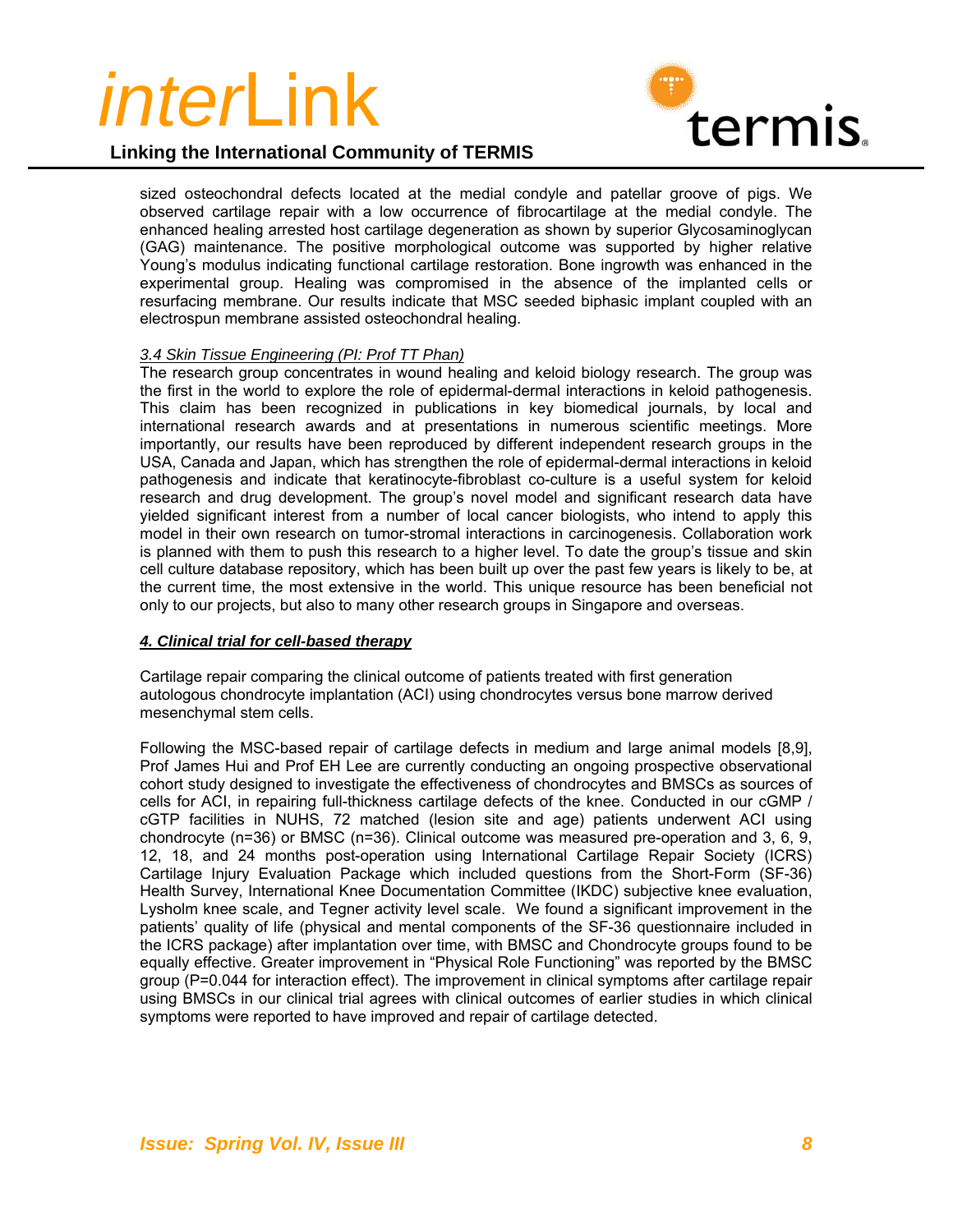sized osteochondral defects located at the medial condyle and patellar groove of pigs. We observed cartilage repair with a low occurrence of fibrocartilage at the medial condyle. The enhanced healing arrested host cartilage degeneration as shown by superior Glycosaminoglycan (GAG) maintenance. The positive morphological outcome was supported by higher relative Young's modulus indicating functional cartilage restoration. Bone ingrowth was enhanced in the experimental group. Healing was compromised in the absence of the implanted cells or resurfacing membrane. Our results indicate that MSC seeded biphasic implant coupled with an electrospun membrane assisted osteochondral healing.

*3.4 Skin Tissue Engineering (PI: Prof TT Phan)*

The research group concentrates in wound healing and keloid biology research. The group was the first in the world to explore the role of epidermal-dermal interactions in keloid pathogenesis. This claim has been recognized in publications in key biomedical journals, by local and international research awards and at presentations in numerous scientific meetings. More importantly, our results have been reproduced by different independent research groups in the USA, Canada and Japan, which has strengthen the role of epidermal-dermal interactions in keloid pathogenesis and indicate that keratinocyte-fibroblast co-culture is a useful system for keloid research and drug development. The group's novel model and significant research data have yielded significant interest from a number of local cancer biologists, who intend to apply this model in their own research on tumor-stromal interactions in carcinogenesis. Collaboration work is planned with them to push this research to a higher level. To date the group's tissue and skin cell culture database repository, which has been built up over the past few years is likely to be, at the current time, the most extensive in the world. This unique resource has been beneficial not only to our projects, but also to many other research groups in Singapore and overseas.

## ***4. Clinical trial for cell-based therapy***

Cartilage repair comparing the clinical outcome of patients treated with first generation autologous chondrocyte implantation (ACI) using chondrocytes versus bone marrow derived mesenchymal stem cells.

Following the MSC-based repair of cartilage defects in medium and large animal models [8,9], Prof James Hui and Prof EH Lee are currently conducting an ongoing prospective observational cohort study designed to investigate the effectiveness of chondrocytes and BMSCs as sources of cells for ACI, in repairing full-thickness cartilage defects of the knee. Conducted in our cGMP / cGTP facilities in NUHS, 72 matched (lesion site and age) patients underwent ACI using chondrocyte (n=36) or BMSC (n=36). Clinical outcome was measured pre-operation and 3, 6, 9, 12, 18, and 24 months post-operation using International Cartilage Repair Society (ICRS) Cartilage Injury Evaluation Package which included questions from the Short-Form (SF-36) Health Survey, International Knee Documentation Committee (IKDC) subjective knee evaluation, Lysholm knee scale, and Tegner activity level scale. We found a significant improvement in the patients' quality of life (physical and mental components of the SF-36 questionnaire included in the ICRS package) after implantation over time, with BMSC and Chondrocyte groups found to be equally effective. Greater improvement in "Physical Role Functioning" was reported by the BMSC group (P=0.044 for interaction effect). The improvement in clinical symptoms after cartilage repair using BMSCs in our clinical trial agrees with clinical outcomes of earlier studies in which clinical symptoms were reported to have improved and repair of cartilage detected.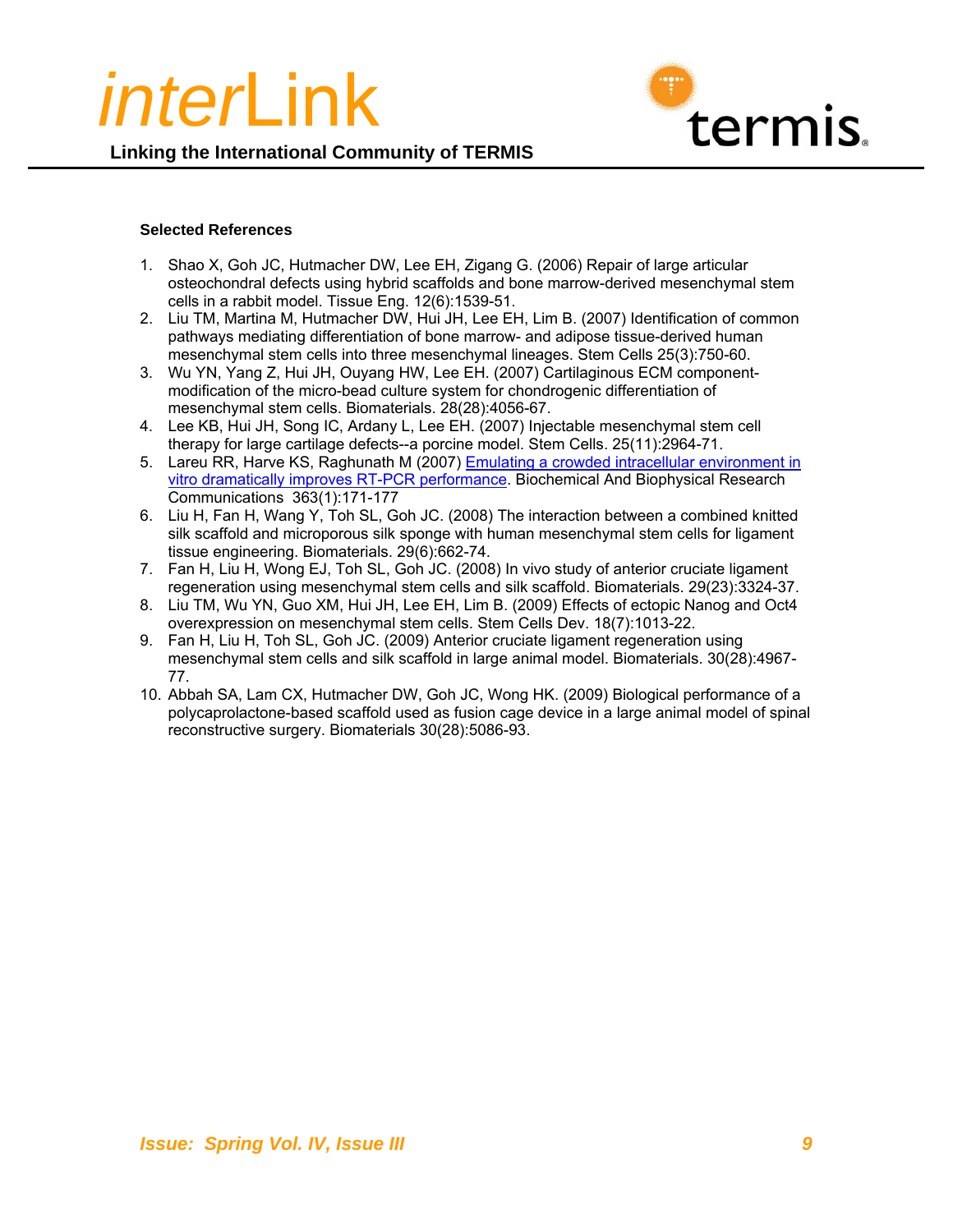**Selected References**

1. Shao X, Goh JC, Hutmacher DW, Lee EH, Zigang G. (2006) Repair of large articular osteochondral defects using hybrid scaffolds and bone marrow-derived mesenchymal stem cells in a rabbit model. Tissue Eng. 12(6):1539-51.
2. Liu TM, Martina M, Hutmacher DW, Hui JH, Lee EH, Lim B. (2007) Identification of common pathways mediating differentiation of bone marrow- and adipose tissue-derived human mesenchymal stem cells into three mesenchymal lineages. Stem Cells 25(3):750-60.
3. Wu YN, Yang Z, Hui JH, Ouyang HW, Lee EH. (2007) Cartilaginous ECM component-modification of the micro-bead culture system for chondrogenic differentiation of mesenchymal stem cells. Biomaterials. 28(28):4056-67.
4. Lee KB, Hui JH, Song IC, Ardany L, Lee EH. (2007) Injectable mesenchymal stem cell therapy for large cartilage defects--a porcine model. Stem Cells. 25(11):2964-71.
5. Lareu RR, Harve KS, Raghunath M (2007) Emulating a crowded intracellular environment in vitro dramatically improves RT-PCR performance. Biochemical And Biophysical Research Communications 363(1):171-177
6. Liu H, Fan H, Wang Y, Toh SL, Goh JC. (2008) The interaction between a combined knitted silk scaffold and microporous silk sponge with human mesenchymal stem cells for ligament tissue engineering. Biomaterials. 29(6):662-74.
7. Fan H, Liu H, Wong EJ, Toh SL, Goh JC. (2008) In vivo study of anterior cruciate ligament regeneration using mesenchymal stem cells and silk scaffold. Biomaterials. 29(23):3324-37.
8. Liu TM, Wu YN, Guo XM, Hui JH, Lee EH, Lim B. (2009) Effects of ectopic Nanog and Oct4 overexpression on mesenchymal stem cells. Stem Cells Dev. 18(7):1013-22.
9. Fan H, Liu H, Toh SL, Goh JC. (2009) Anterior cruciate ligament regeneration using mesenchymal stem cells and silk scaffold in large animal model. Biomaterials. 30(28):4967-77.
10. Abbah SA, Lam CX, Hutmacher DW, Goh JC, Wong HK. (2009) Biological performance of a polycaprolactone-based scaffold used as fusion cage device in a large animal model of spinal reconstructive surgery. Biomaterials 30(28):5086-93.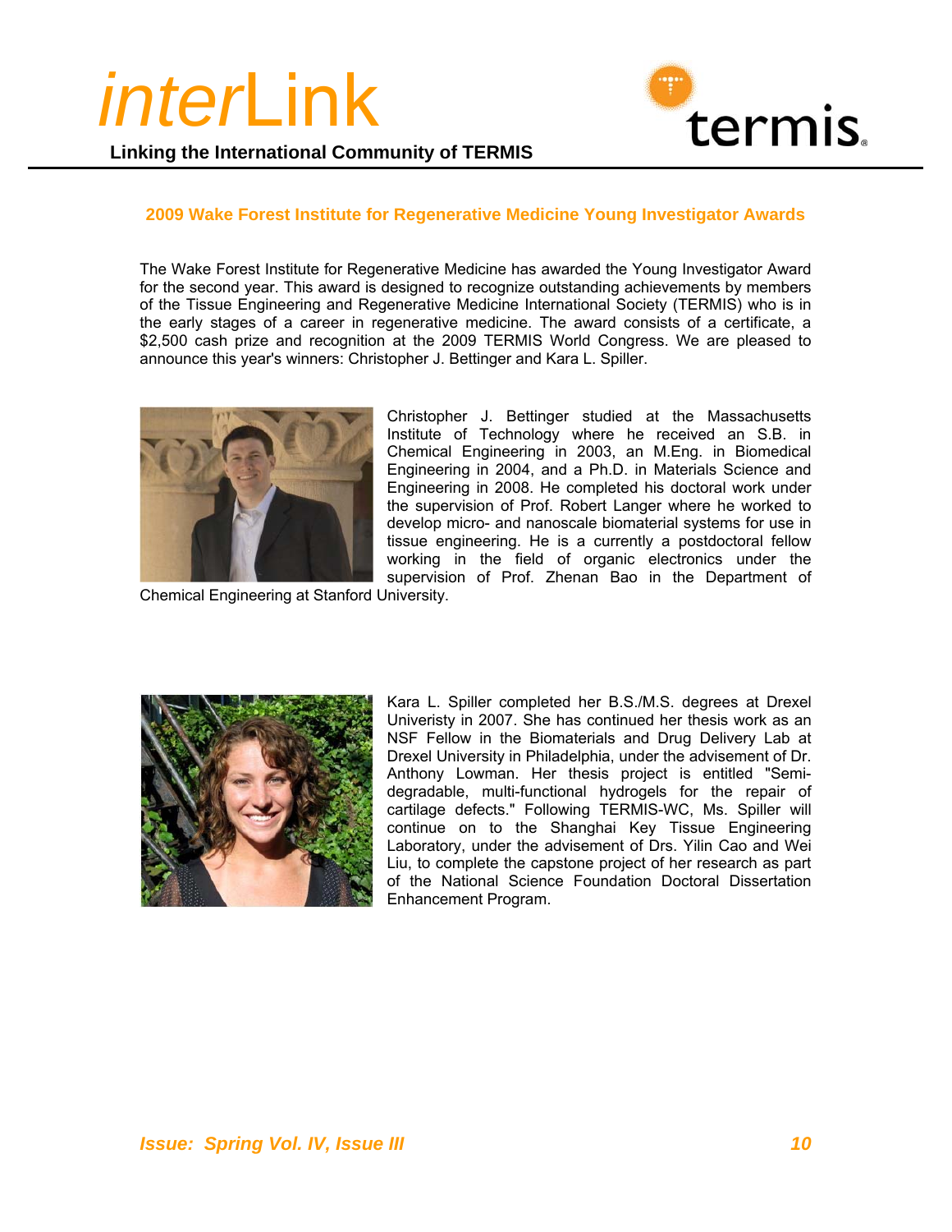## 2009 Wake Forest Institute for Regenerative Medicine Young Investigator Awards

The Wake Forest Institute for Regenerative Medicine has awarded the Young Investigator Award for the second year. This award is designed to recognize outstanding achievements by members of the Tissue Engineering and Regenerative Medicine International Society (TERMIS) who is in the early stages of a career in regenerative medicine. The award consists of a certificate, a $2,500 cash prize and recognition at the 2009 TERMIS World Congress. We are pleased to announce this year's winners: Christopher J. Bettinger and Kara L. Spiller.

Christopher J. Bettinger studied at the Massachusetts Institute of Technology where he received an S.B. in Chemical Engineering in 2003, an M.Eng. in Biomedical Engineering in 2004, and a Ph.D. in Materials Science and Engineering in 2008. He completed his doctoral work under the supervision of Prof. Robert Langer where he worked to develop micro- and nanoscale biomaterial systems for use in tissue engineering. He is a currently a postdoctoral fellow working in the field of organic electronics under the supervision of Prof. Zhenan Bao in the Department of Chemical Engineering at Stanford University.

Kara L. Spiller completed her B.S./M.S. degrees at Drexel Univeristy in 2007. She has continued her thesis work as an NSF Fellow in the Biomaterials and Drug Delivery Lab at Drexel University in Philadelphia, under the advisement of Dr. Anthony Lowman. Her thesis project is entitled "Semi-degradable, multi-functional hydrogels for the repair of cartilage defects." Following TERMIS-WC, Ms. Spiller will continue on to the Shanghai Key Tissue Engineering Laboratory, under the advisement of Drs. Yilin Cao and Wei Liu, to complete the capstone project of her research as part of the National Science Foundation Doctoral Dissertation Enhancement Program.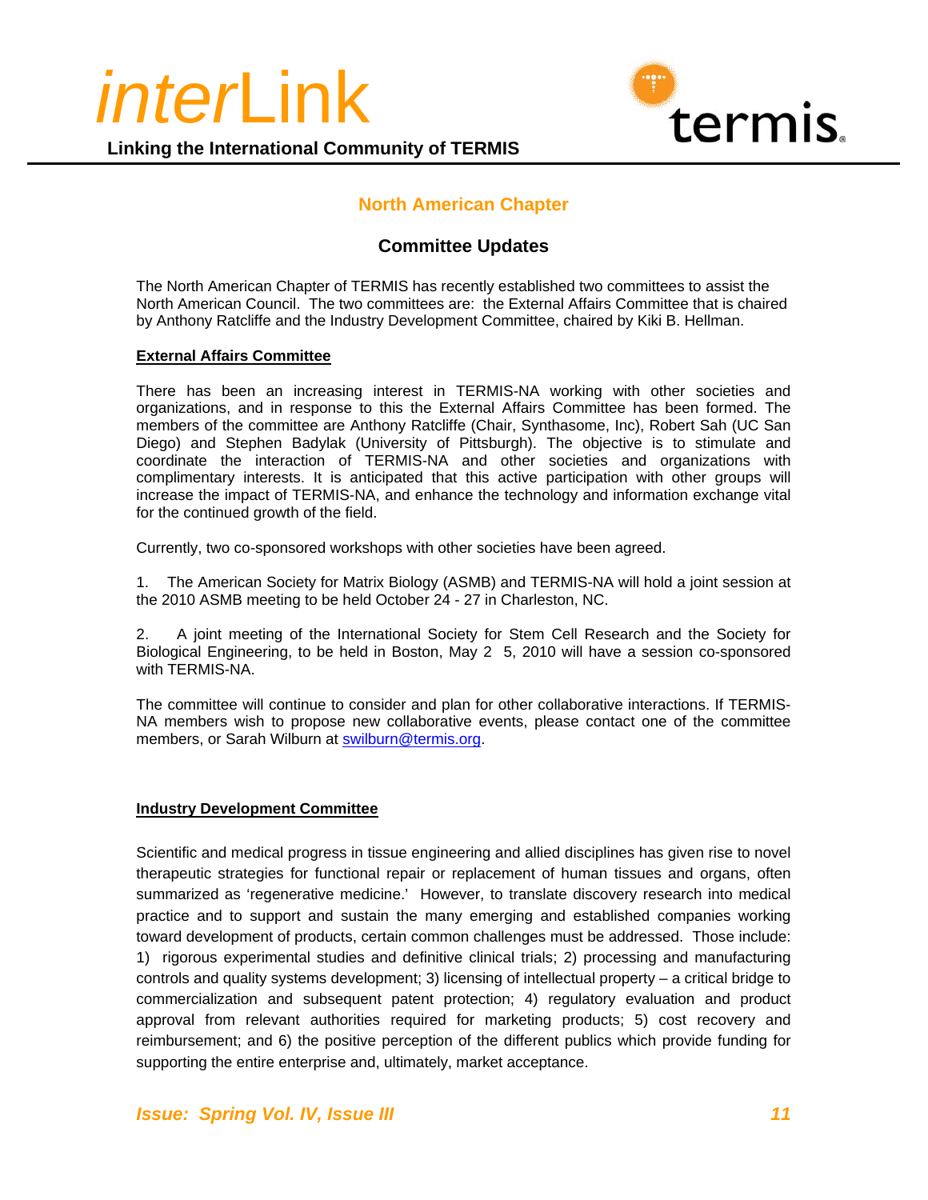## North American Chapter

### Committee Updates

The North American Chapter of TERMIS has recently established two committees to assist the North American Council. The two committees are: the External Affairs Committee that is chaired by Anthony Ratcliffe and the Industry Development Committee, chaired by Kiki B. Hellman.

**External Affairs Committee**

There has been an increasing interest in TERMIS-NA working with other societies and organizations, and in response to this the External Affairs Committee has been formed. The members of the committee are Anthony Ratcliffe (Chair, Synthasome, Inc), Robert Sah (UC San Diego) and Stephen Badylak (University of Pittsburgh). The objective is to stimulate and coordinate the interaction of TERMIS-NA and other societies and organizations with complimentary interests. It is anticipated that this active participation with other groups will increase the impact of TERMIS-NA, and enhance the technology and information exchange vital for the continued growth of the field.

Currently, two co-sponsored workshops with other societies have been agreed.

1. The American Society for Matrix Biology (ASMB) and TERMIS-NA will hold a joint session at the 2010 ASMB meeting to be held October 24 - 27 in Charleston, NC.

2. A joint meeting of the International Society for Stem Cell Research and the Society for Biological Engineering, to be held in Boston, May 2 5, 2010 will have a session co-sponsored with TERMIS-NA.

The committee will continue to consider and plan for other collaborative interactions. If TERMIS-NA members wish to propose new collaborative events, please contact one of the committee members, or Sarah Wilburn at swilburn@termis.org.

**Industry Development Committee**

Scientific and medical progress in tissue engineering and allied disciplines has given rise to novel therapeutic strategies for functional repair or replacement of human tissues and organs, often summarized as 'regenerative medicine.' However, to translate discovery research into medical practice and to support and sustain the many emerging and established companies working toward development of products, certain common challenges must be addressed. Those include: 1) rigorous experimental studies and definitive clinical trials; 2) processing and manufacturing controls and quality systems development; 3) licensing of intellectual property – a critical bridge to commercialization and subsequent patent protection; 4) regulatory evaluation and product approval from relevant authorities required for marketing products; 5) cost recovery and reimbursement; and 6) the positive perception of the different publics which provide funding for supporting the entire enterprise and, ultimately, market acceptance.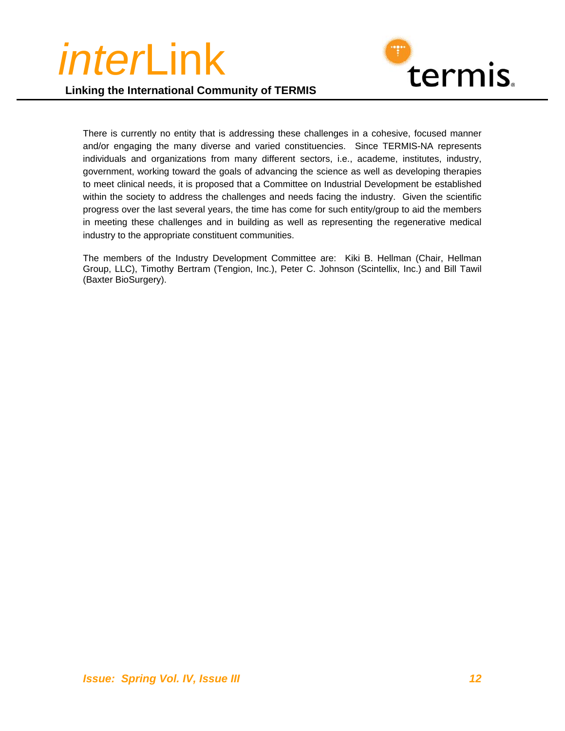There is currently no entity that is addressing these challenges in a cohesive, focused manner and/or engaging the many diverse and varied constituencies. Since TERMIS-NA represents individuals and organizations from many different sectors, i.e., academe, institutes, industry, government, working toward the goals of advancing the science as well as developing therapies to meet clinical needs, it is proposed that a Committee on Industrial Development be established within the society to address the challenges and needs facing the industry. Given the scientific progress over the last several years, the time has come for such entity/group to aid the members in meeting these challenges and in building as well as representing the regenerative medical industry to the appropriate constituent communities.

The members of the Industry Development Committee are: Kiki B. Hellman (Chair, Hellman Group, LLC), Timothy Bertram (Tengion, Inc.), Peter C. Johnson (Scintellix, Inc.) and Bill Tawil (Baxter BioSurgery).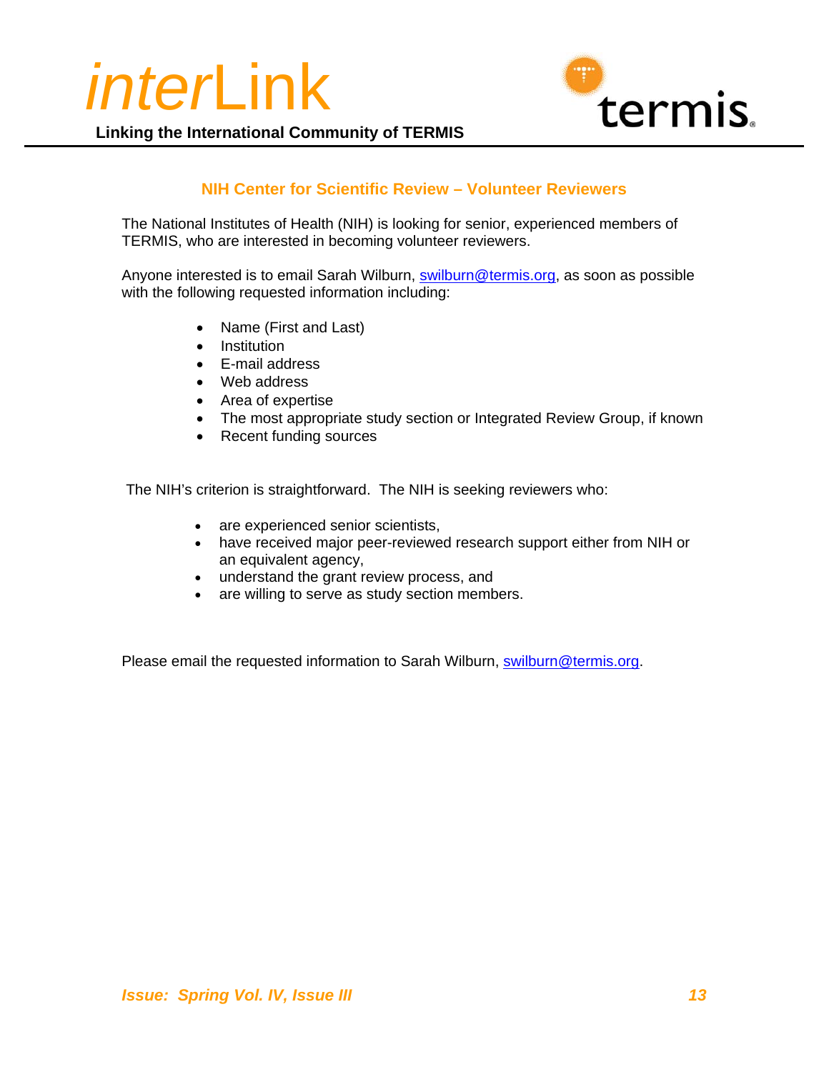## NIH Center for Scientific Review – Volunteer Reviewers

The National Institutes of Health (NIH) is looking for senior, experienced members of TERMIS, who are interested in becoming volunteer reviewers.

Anyone interested is to email Sarah Wilburn, swilburn@termis.org, as soon as possible with the following requested information including:

- Name (First and Last)
- Institution
- E-mail address
- Web address
- Area of expertise
- The most appropriate study section or Integrated Review Group, if known
- Recent funding sources

The NIH's criterion is straightforward. The NIH is seeking reviewers who:

- are experienced senior scientists,
- have received major peer-reviewed research support either from NIH or an equivalent agency,
- understand the grant review process, and
- are willing to serve as study section members.

Please email the requested information to Sarah Wilburn, swilburn@termis.org.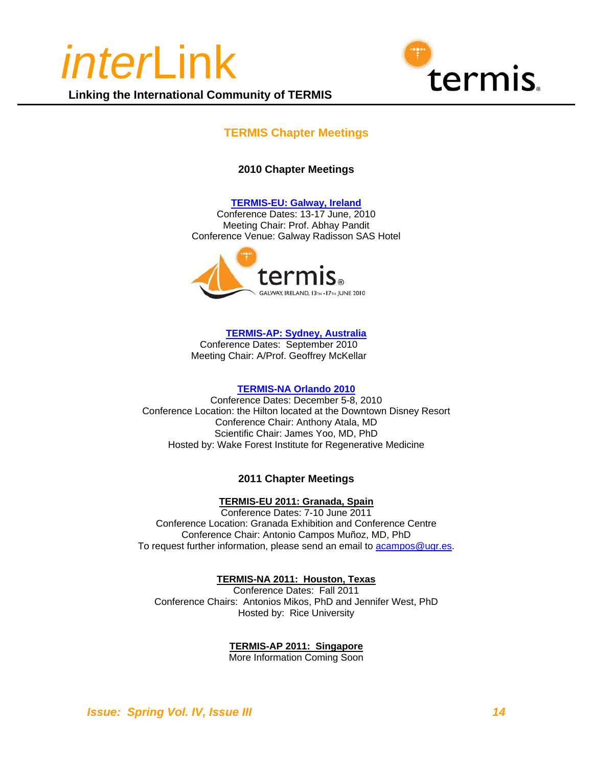## TERMIS Chapter Meetings

### 2010 Chapter Meetings

**TERMIS-EU: Galway, Ireland**
Conference Dates: 13-17 June, 2010
Meeting Chair: Prof. Abhay Pandit
Conference Venue: Galway Radisson SAS Hotel

**TERMIS-AP: Sydney, Australia**
Conference Dates: September 2010
Meeting Chair: A/Prof. Geoffrey McKellar

**TERMIS-NA Orlando 2010**
Conference Dates: December 5-8, 2010
Conference Location: the Hilton located at the Downtown Disney Resort
Conference Chair: Anthony Atala, MD
Scientific Chair: James Yoo, MD, PhD
Hosted by: Wake Forest Institute for Regenerative Medicine

### 2011 Chapter Meetings

**TERMIS-EU 2011: Granada, Spain**
Conference Dates: 7-10 June 2011
Conference Location: Granada Exhibition and Conference Centre
Conference Chair: Antonio Campos Muñoz, MD, PhD
To request further information, please send an email to acampos@ugr.es.

**TERMIS-NA 2011: Houston, Texas**
Conference Dates: Fall 2011
Conference Chairs: Antonios Mikos, PhD and Jennifer West, PhD
Hosted by: Rice University

**TERMIS-AP 2011: Singapore**
More Information Coming Soon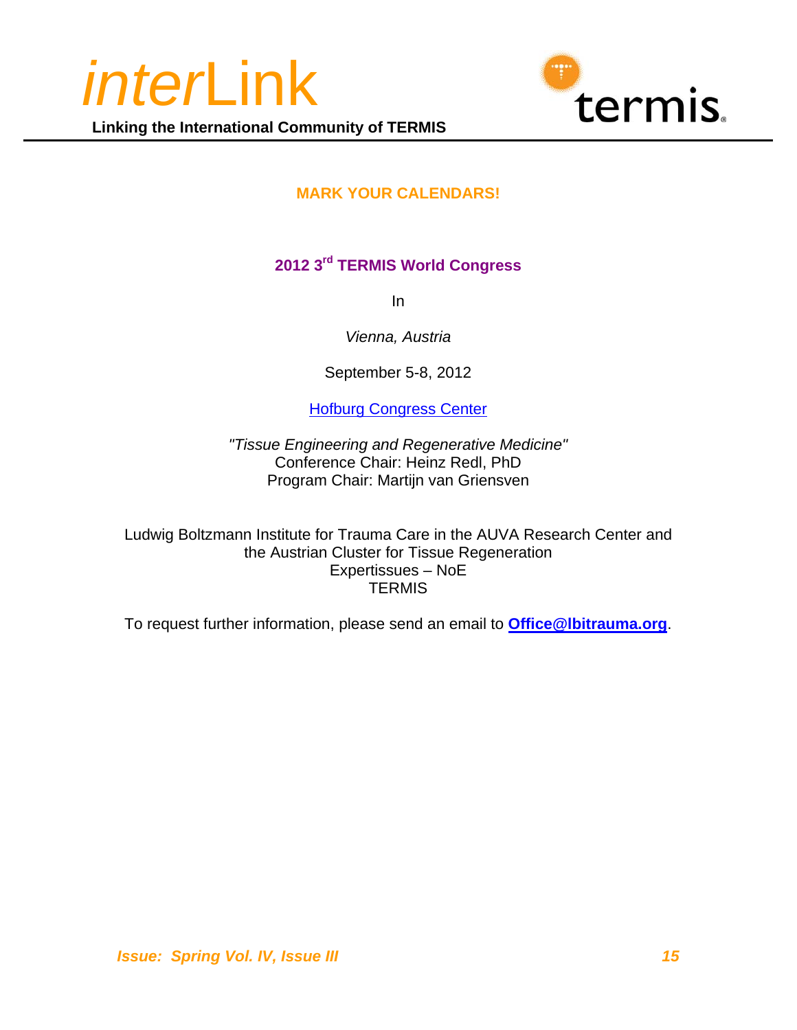## MARK YOUR CALENDARS!

### 2012 3rd TERMIS World Congress

In

*Vienna, Austria*

September 5-8, 2012

Hofburg Congress Center

*"Tissue Engineering and Regenerative Medicine"*
Conference Chair: Heinz Redl, PhD
Program Chair: Martijn van Griensven

Ludwig Boltzmann Institute for Trauma Care in the AUVA Research Center and the Austrian Cluster for Tissue Regeneration
Expertissues – NoE
TERMIS

To request further information, please send an email to **Office@lbitrauma.org**.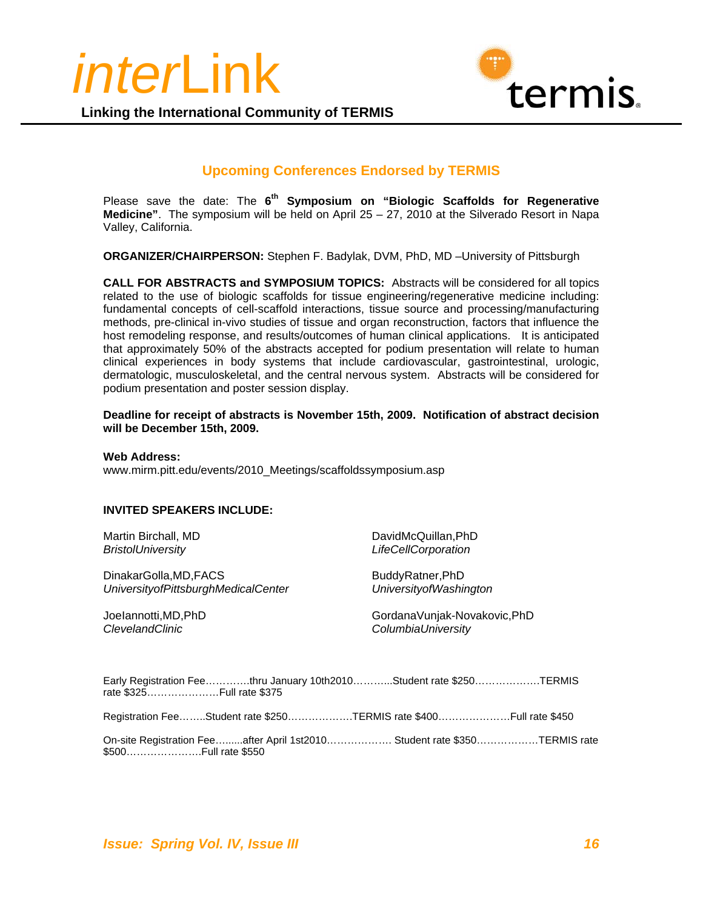## Upcoming Conferences Endorsed by TERMIS

Please save the date: The **6th Symposium on "Biologic Scaffolds for Regenerative Medicine"**. The symposium will be held on April 25 – 27, 2010 at the Silverado Resort in Napa Valley, California.

**ORGANIZER/CHAIRPERSON:** Stephen F. Badylak, DVM, PhD, MD –University of Pittsburgh

**CALL FOR ABSTRACTS and SYMPOSIUM TOPICS:** Abstracts will be considered for all topics related to the use of biologic scaffolds for tissue engineering/regenerative medicine including: fundamental concepts of cell-scaffold interactions, tissue source and processing/manufacturing methods, pre-clinical in-vivo studies of tissue and organ reconstruction, factors that influence the host remodeling response, and results/outcomes of human clinical applications. It is anticipated that approximately 50% of the abstracts accepted for podium presentation will relate to human clinical experiences in body systems that include cardiovascular, gastrointestinal, urologic, dermatologic, musculoskeletal, and the central nervous system. Abstracts will be considered for podium presentation and poster session display.

**Deadline for receipt of abstracts is November 15th, 2009. Notification of abstract decision will be December 15th, 2009.**

**Web Address:**
www.mirm.pitt.edu/events/2010_Meetings/scaffoldssymposium.asp

**INVITED SPEAKERS INCLUDE:**

Martin Birchall, MD
*BristolUniversity*

DinakarGolla,MD,FACS
*UniversityofPittsburghMedicalCenter*

JoeIannotti,MD,PhD
*ClevelandClinic*

DavidMcQuillan,PhD
*LifeCellCorporation*

BuddyRatner,PhD
*UniversityofWashington*

GordanaVunjak-Novakovic,PhD
*ColumbiaUniversity*

Early Registration Fee………….thru January 10th2010………...Student rate $250……………….TERMIS rate $325…………………Full rate $375

Registration Fee……..Student rate $250……………….TERMIS rate $400…………………Full rate $450

On-site Registration Fee….....after April 1st2010………………. Student rate $350………………TERMIS rate $500…………………..Full rate $550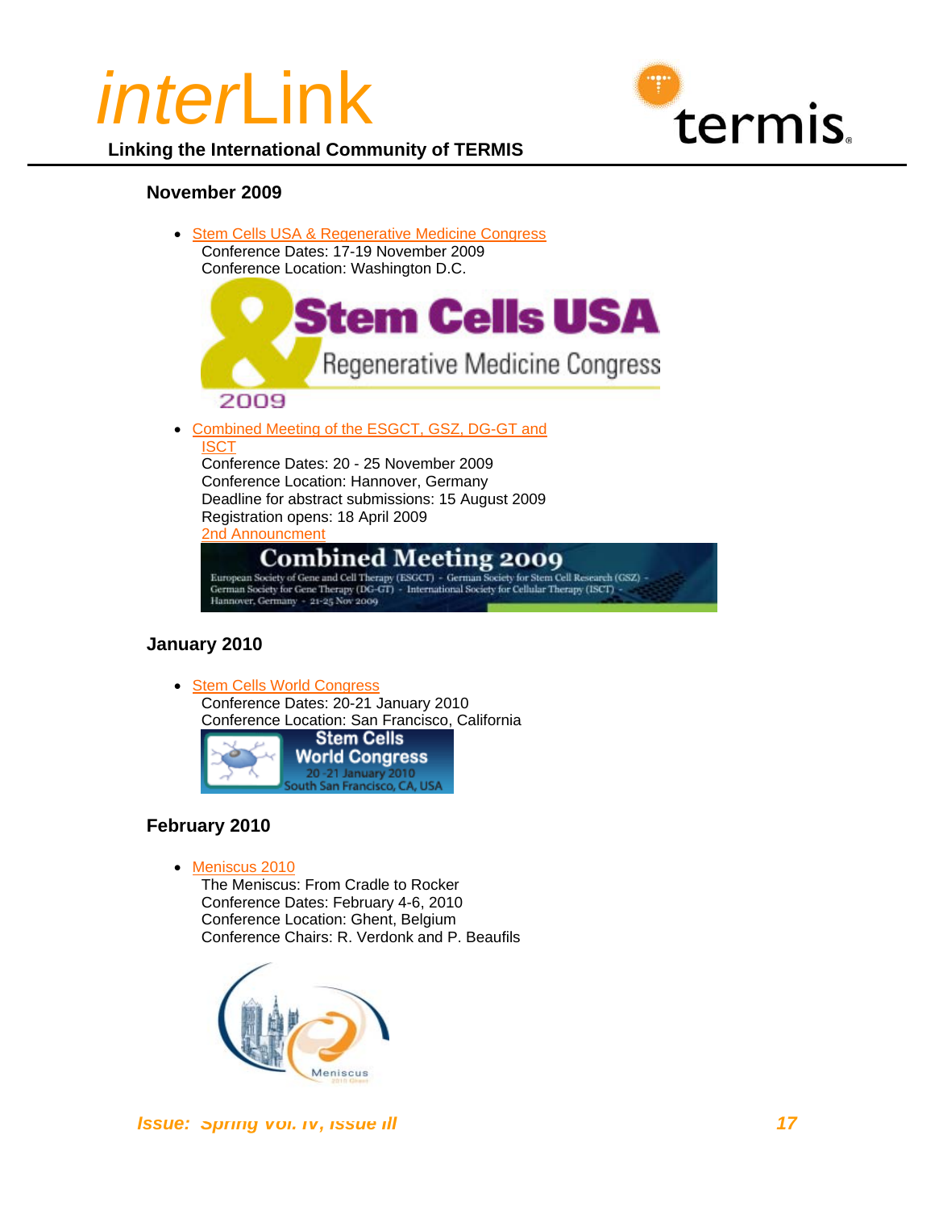## November 2009

- Stem Cells USA & Regenerative Medicine Congress
  Conference Dates: 17-19 November 2009
  Conference Location: Washington D.C.

- Combined Meeting of the ESGCT, GSZ, DG-GT and ISCT
  Conference Dates: 20 - 25 November 2009
  Conference Location: Hannover, Germany
  Deadline for abstract submissions: 15 August 2009
  Registration opens: 18 April 2009
  2nd Announcment

## January 2010

- Stem Cells World Congress
  Conference Dates: 20-21 January 2010
  Conference Location: San Francisco, California

## February 2010

- Meniscus 2010
  The Meniscus: From Cradle to Rocker
  Conference Dates: February 4-6, 2010
  Conference Location: Ghent, Belgium
  Conference Chairs: R. Verdonk and P. Beaufils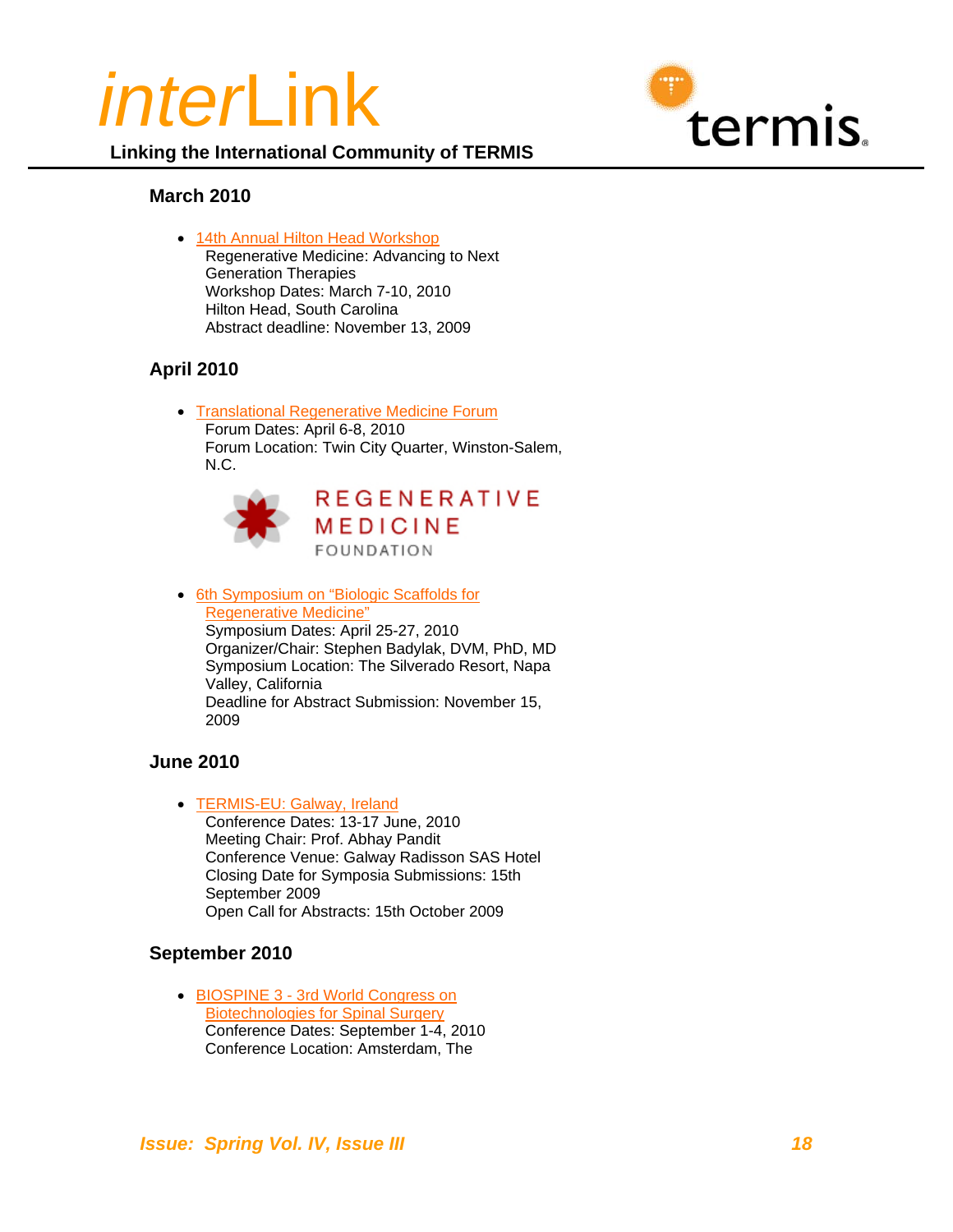## March 2010

- 14th Annual Hilton Head Workshop
  Regenerative Medicine: Advancing to Next Generation Therapies
  Workshop Dates: March 7-10, 2010
  Hilton Head, South Carolina
  Abstract deadline: November 13, 2009

## April 2010

- Translational Regenerative Medicine Forum
  Forum Dates: April 6-8, 2010
  Forum Location: Twin City Quarter, Winston-Salem, N.C.

REGENERATIVE MEDICINE FOUNDATION

- 6th Symposium on "Biologic Scaffolds for Regenerative Medicine"
  Symposium Dates: April 25-27, 2010
  Organizer/Chair: Stephen Badylak, DVM, PhD, MD
  Symposium Location: The Silverado Resort, Napa Valley, California
  Deadline for Abstract Submission: November 15, 2009

## June 2010

- TERMIS-EU: Galway, Ireland
  Conference Dates: 13-17 June, 2010
  Meeting Chair: Prof. Abhay Pandit
  Conference Venue: Galway Radisson SAS Hotel
  Closing Date for Symposia Submissions: 15th September 2009
  Open Call for Abstracts: 15th October 2009

## September 2010

- BIOSPINE 3 - 3rd World Congress on Biotechnologies for Spinal Surgery
  Conference Dates: September 1-4, 2010
  Conference Location: Amsterdam, The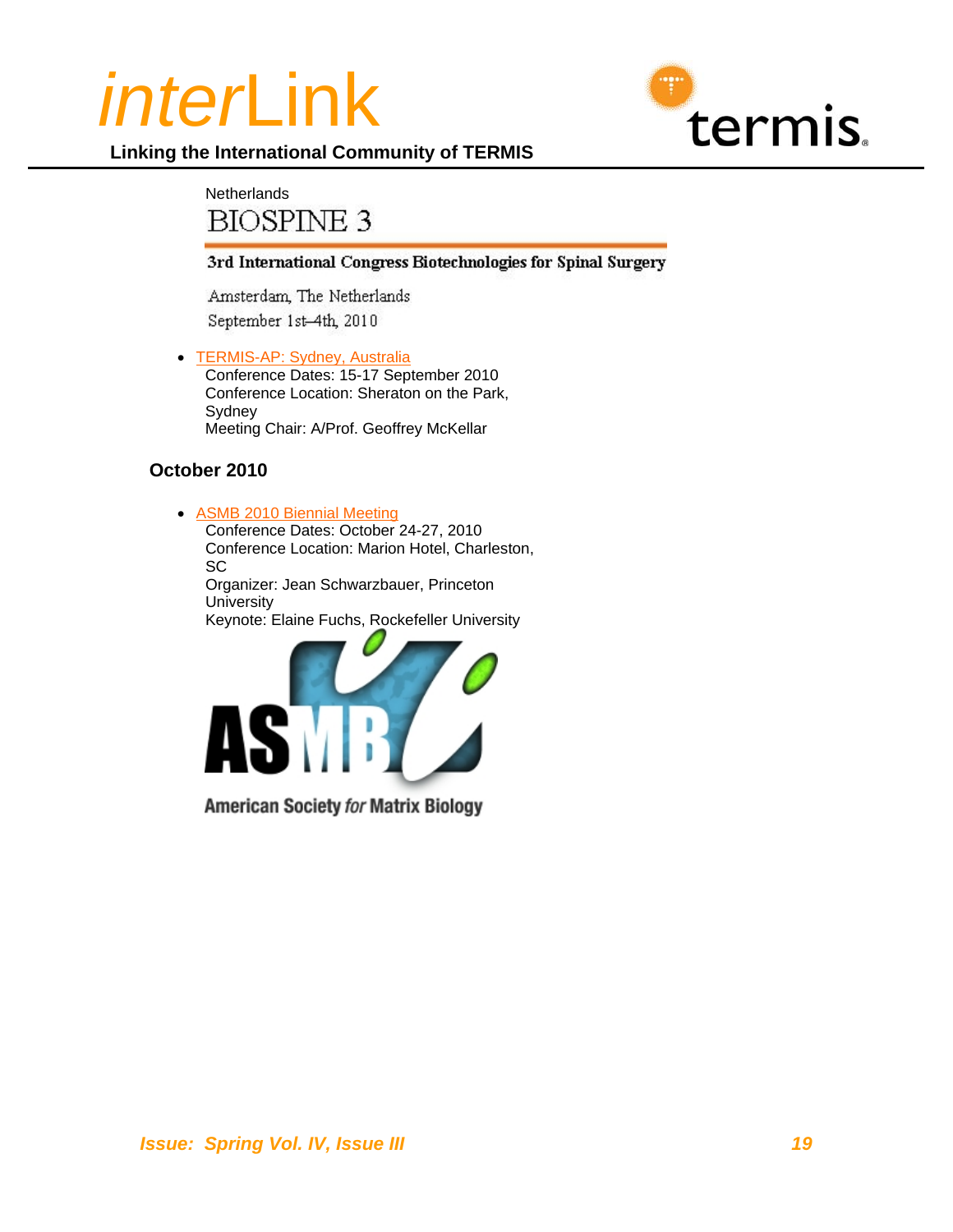Netherlands

BIOSPINE 3

3rd International Congress Biotechnologies for Spinal Surgery

Amsterdam, The Netherlands
September 1st–4th, 2010

- TERMIS-AP: Sydney, Australia
  Conference Dates: 15-17 September 2010
  Conference Location: Sheraton on the Park, Sydney
  Meeting Chair: A/Prof. Geoffrey McKellar

### October 2010

- ASMB 2010 Biennial Meeting
  Conference Dates: October 24-27, 2010
  Conference Location: Marion Hotel, Charleston, SC
  Organizer: Jean Schwarzbauer, Princeton University
  Keynote: Elaine Fuchs, Rockefeller University

ASMB

American Society *for* Matrix Biology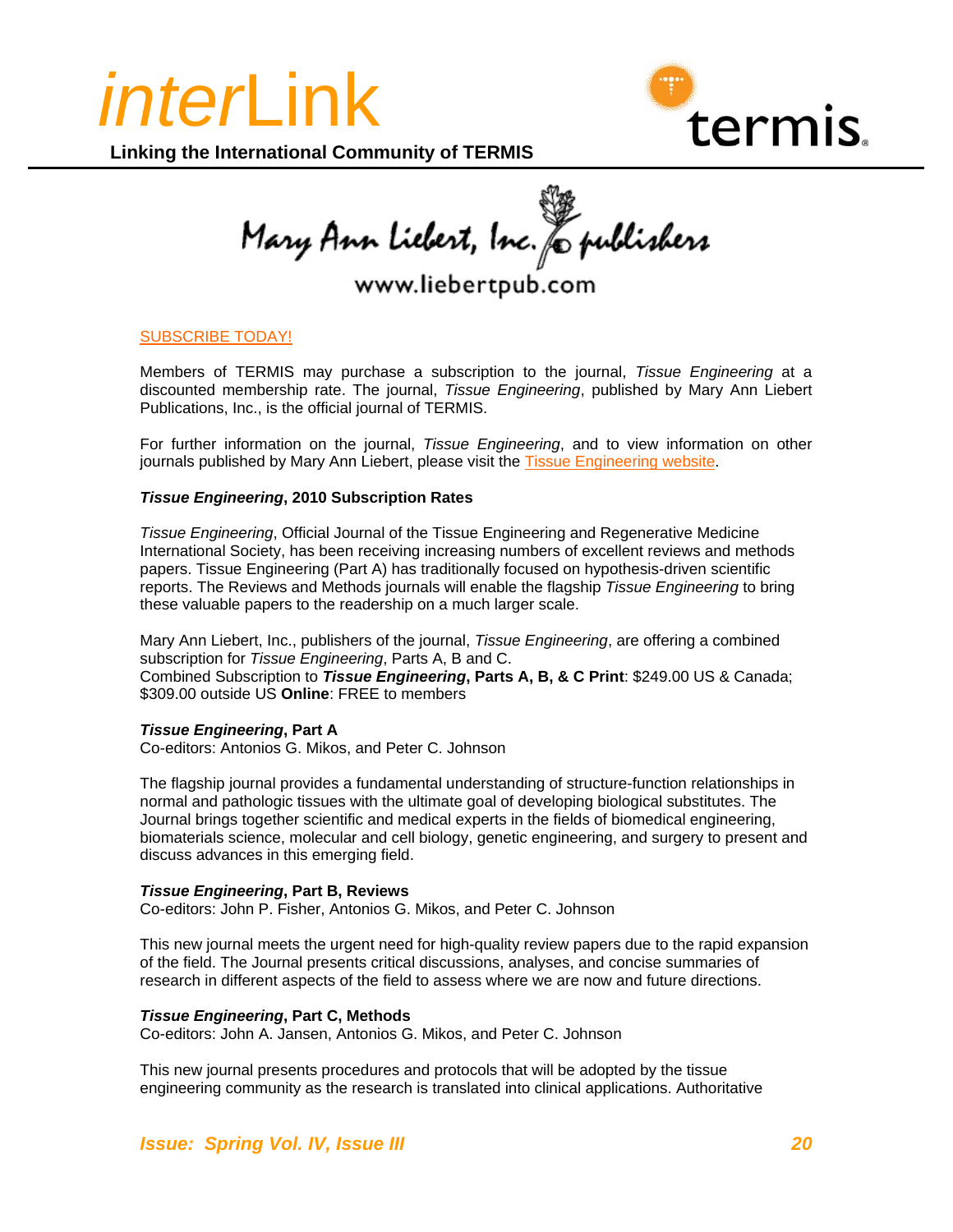SUBSCRIBE TODAY!

Members of TERMIS may purchase a subscription to the journal, *Tissue Engineering* at a discounted membership rate. The journal, *Tissue Engineering*, published by Mary Ann Liebert Publications, Inc., is the official journal of TERMIS.

For further information on the journal, *Tissue Engineering*, and to view information on other journals published by Mary Ann Liebert, please visit the Tissue Engineering website.

***Tissue Engineering*, 2010 Subscription Rates**

*Tissue Engineering*, Official Journal of the Tissue Engineering and Regenerative Medicine International Society, has been receiving increasing numbers of excellent reviews and methods papers. Tissue Engineering (Part A) has traditionally focused on hypothesis-driven scientific reports. The Reviews and Methods journals will enable the flagship *Tissue Engineering* to bring these valuable papers to the readership on a much larger scale.

Mary Ann Liebert, Inc., publishers of the journal, *Tissue Engineering*, are offering a combined subscription for *Tissue Engineering*, Parts A, B and C.
Combined Subscription to ***Tissue Engineering*, Parts A, B, & C Print**: $249.00 US & Canada; $309.00 outside US **Online**: FREE to members

***Tissue Engineering*, Part A**
Co-editors: Antonios G. Mikos, and Peter C. Johnson

The flagship journal provides a fundamental understanding of structure-function relationships in normal and pathologic tissues with the ultimate goal of developing biological substitutes. The Journal brings together scientific and medical experts in the fields of biomedical engineering, biomaterials science, molecular and cell biology, genetic engineering, and surgery to present and discuss advances in this emerging field.

***Tissue Engineering*, Part B, Reviews**
Co-editors: John P. Fisher, Antonios G. Mikos, and Peter C. Johnson

This new journal meets the urgent need for high-quality review papers due to the rapid expansion of the field. The Journal presents critical discussions, analyses, and concise summaries of research in different aspects of the field to assess where we are now and future directions.

***Tissue Engineering*, Part C, Methods**
Co-editors: John A. Jansen, Antonios G. Mikos, and Peter C. Johnson

This new journal presents procedures and protocols that will be adopted by the tissue engineering community as the research is translated into clinical applications. Authoritative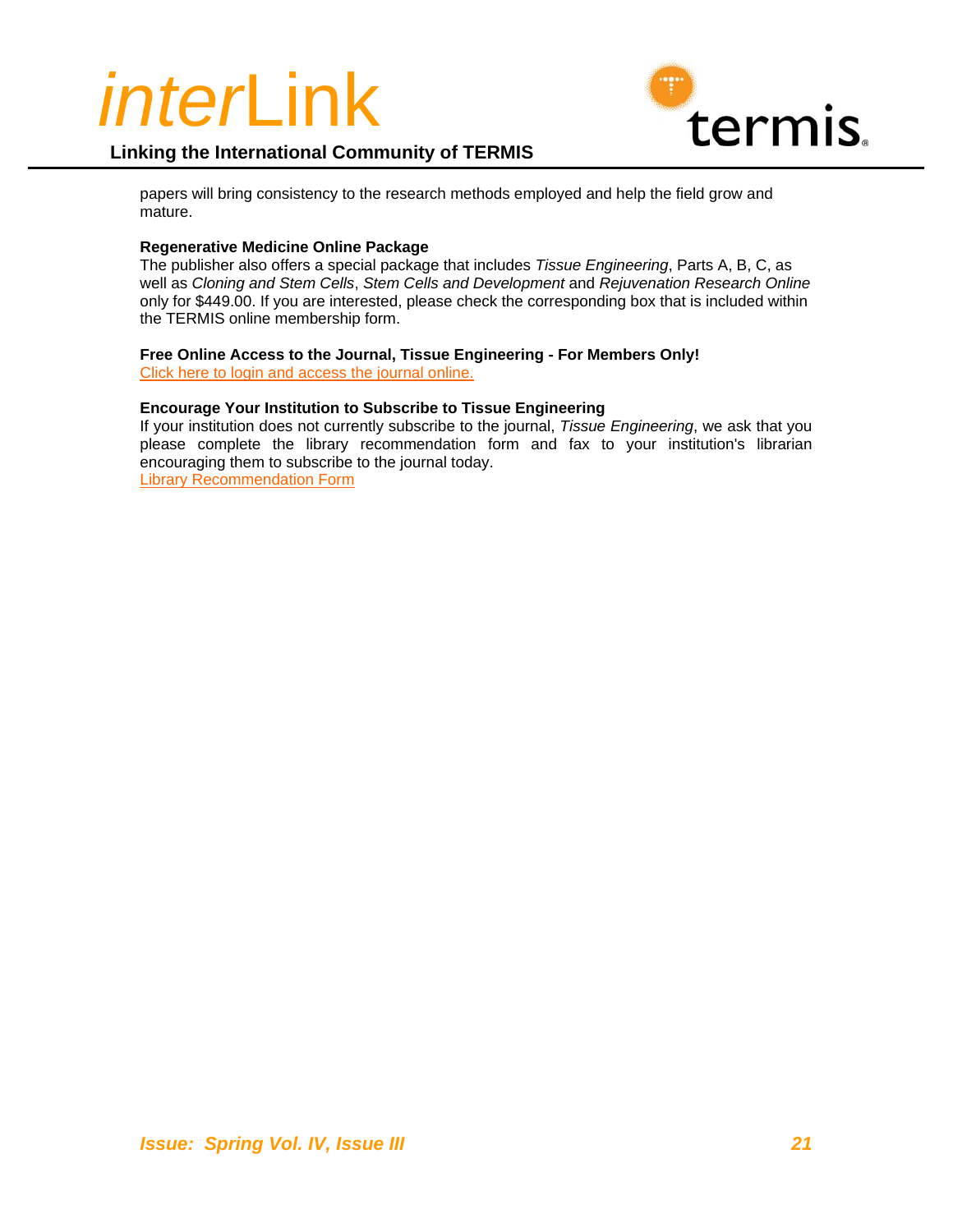papers will bring consistency to the research methods employed and help the field grow and mature.

**Regenerative Medicine Online Package**

The publisher also offers a special package that includes *Tissue Engineering*, Parts A, B, C, as well as *Cloning and Stem Cells*, *Stem Cells and Development* and *Rejuvenation Research Online* only for $449.00. If you are interested, please check the corresponding box that is included within the TERMIS online membership form.

**Free Online Access to the Journal, Tissue Engineering - For Members Only!**

Click here to login and access the journal online.

**Encourage Your Institution to Subscribe to Tissue Engineering**

If your institution does not currently subscribe to the journal, *Tissue Engineering*, we ask that you please complete the library recommendation form and fax to your institution's librarian encouraging them to subscribe to the journal today.

Library Recommendation Form